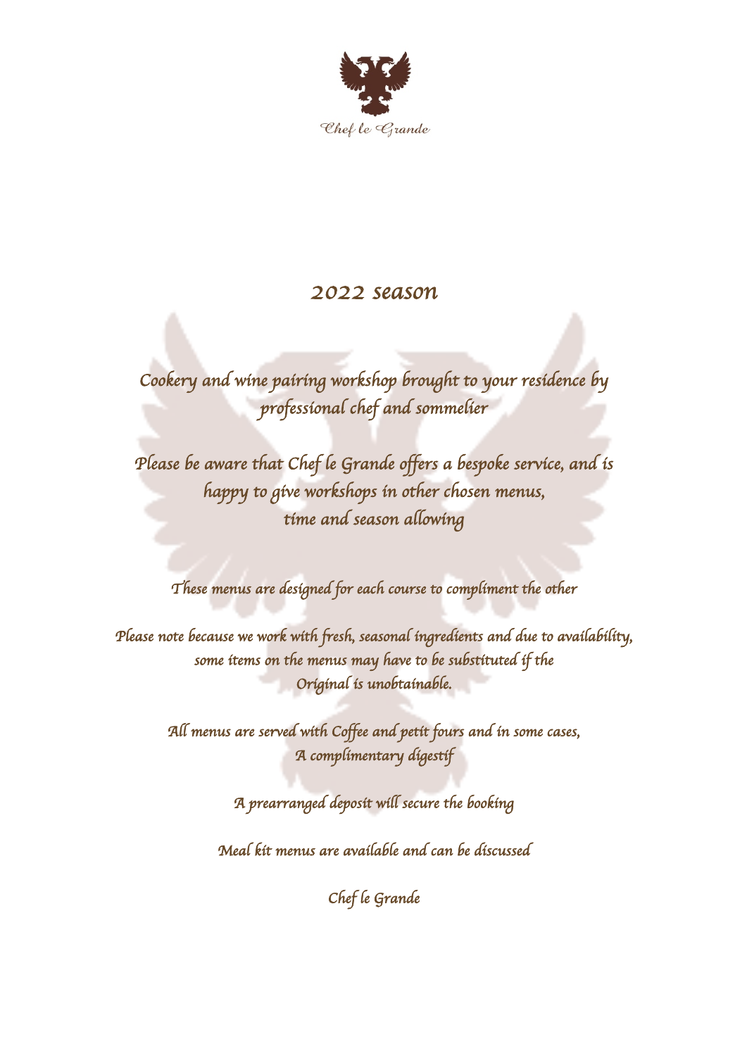Chef le Grande

# 2022 season

*Cookery and wine pairing workshop brought to your residence by professional chef and sommelier*

*Please be aware that Chef le Grande offers a bespoke service, and is happy to give workshops in other chosen menus, time and season allowing*

*These menus are designed for each course to compliment the other*

*Please note because we work with fresh, seasonal ingredients and due to availability, some items on the menus may have to be substituted if the Original is unobtainable.*

*All menus are served with Coffee and petit fours and in some cases, A complimentary digestif*

*A prearranged deposit will secure the booking*

*Meal kit menus are available and can be discussed*

*Chef le Grande*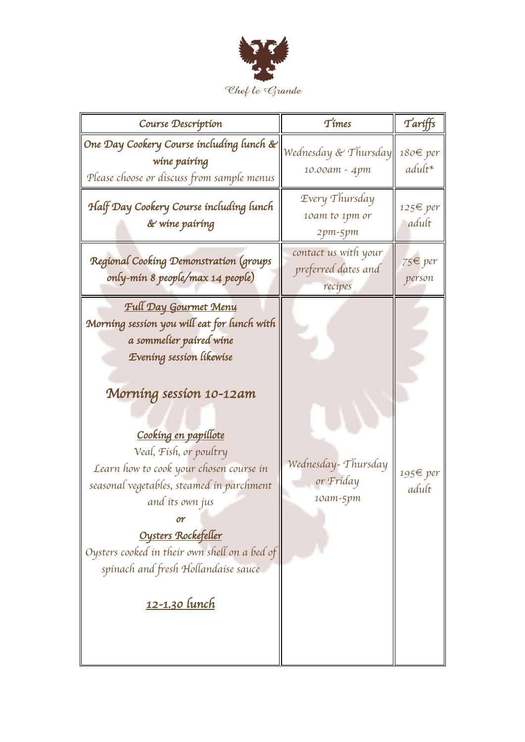Chef le Grande

| Course Description | Times | Tariffs |
| --- | --- | --- |
| **One Day Cookery Course including lunch & wine pairing**<br>Please choose or discuss from sample menus | Wednesday & Thursday<br>10.00am - 4pm | 180€ per adult* |
| **Half Day Cookery Course including lunch & wine pairing** | Every Thursday<br>10am to 1pm or<br>2pm-5pm | 125€ per adult |
| **Regional Cooking Demonstration (groups only-min 8 people/max 14 people)** | contact us with your preferred dates and recipes | 75€ per person |
| **<u>Full Day Gourmet Menu</u>**<br>**Morning session you will eat for lunch with a sommelier paired wine**<br>**Evening session likewise**<br><br>**Morning session 10-12am**<br><br>**<u>Cooking en papillote</u>**<br>Veal, Fish, or poultry<br>Learn how to cook your chosen course in seasonal vegetables, steamed in parchment and its own jus<br>**or**<br>**<u>Oysters Rockefeller</u>**<br>Oysters cooked in their own shell on a bed of spinach and fresh Hollandaise sauce<br><br>**<u>12-1.30 lunch</u>** | Wednesday- Thursday or Friday<br>10am-5pm | 195€ per adult |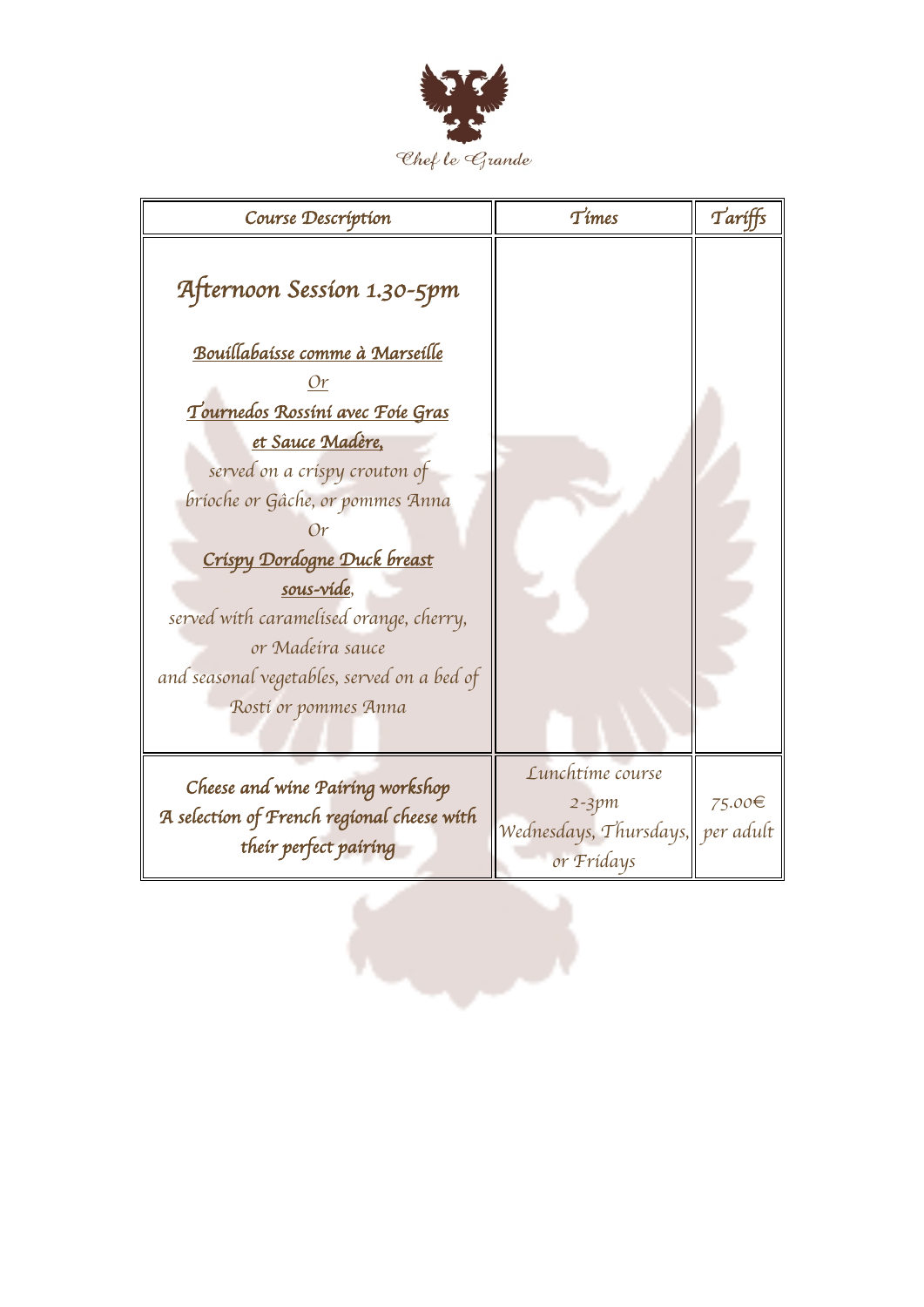Chef le Grande

| Course Description | Times | Tariffs |
|---|---|---|
| **Afternoon Session 1.30-5pm**<br><br>**Bouillabaisse comme à Marseille**<br>Or<br>**Tournedos Rossini avec Foie Gras et Sauce Madère,**<br>served on a crispy crouton of brioche or Gâche, or pommes Anna<br>Or<br>**Crispy Dordogne Duck breast sous-vide,**<br>served with caramelised orange, cherry, or Madeira sauce and seasonal vegetables, served on a bed of Rosti or pommes Anna | | |
| **Cheese and wine Pairing workshop A selection of French regional cheese with their perfect pairing** | Lunchtime course 2-3pm Wednesdays, Thursdays, or Fridays | 75.00€ per adult |